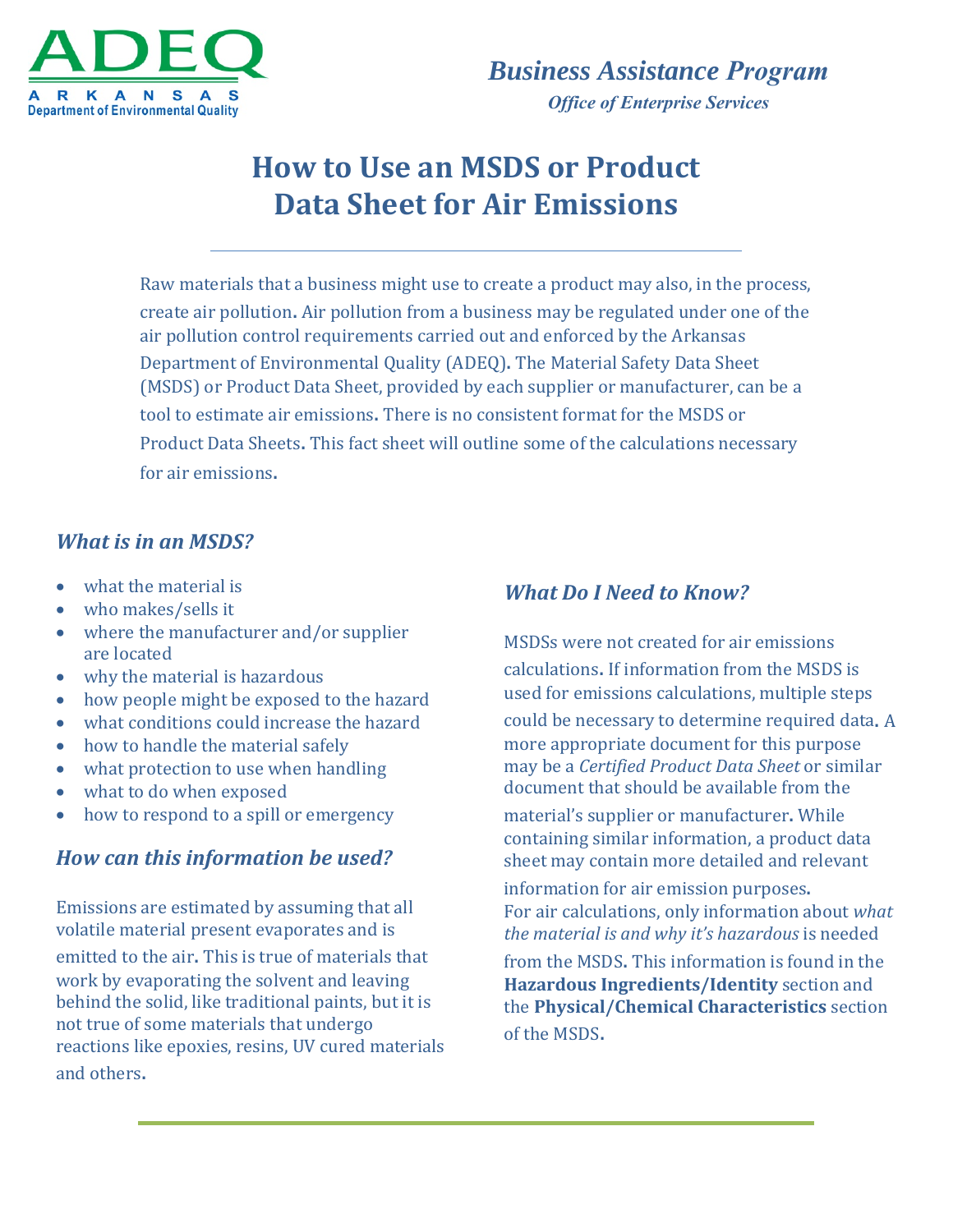ADEQ
ARKANSAS
Department of Environmental Quality

*Business Assistance Program*
*Office of Enterprise Services*

# How to Use an MSDS or Product Data Sheet for Air Emissions

Raw materials that a business might use to create a product may also, in the process, create air pollution. Air pollution from a business may be regulated under one of the air pollution control requirements carried out and enforced by the Arkansas Department of Environmental Quality (ADEQ). The Material Safety Data Sheet (MSDS) or Product Data Sheet, provided by each supplier or manufacturer, can be a tool to estimate air emissions. There is no consistent format for the MSDS or Product Data Sheets. This fact sheet will outline some of the calculations necessary for air emissions.

## *What is in an MSDS?*

- what the material is
- who makes/sells it
- where the manufacturer and/or supplier are located
- why the material is hazardous
- how people might be exposed to the hazard
- what conditions could increase the hazard
- how to handle the material safely
- what protection to use when handling
- what to do when exposed
- how to respond to a spill or emergency

## *How can this information be used?*

Emissions are estimated by assuming that all volatile material present evaporates and is emitted to the air. This is true of materials that work by evaporating the solvent and leaving behind the solid, like traditional paints, but it is not true of some materials that undergo reactions like epoxies, resins, UV cured materials and others.

## *What Do I Need to Know?*

MSDSs were not created for air emissions calculations. If information from the MSDS is used for emissions calculations, multiple steps could be necessary to determine required data. A more appropriate document for this purpose may be a *Certified Product Data Sheet* or similar document that should be available from the material's supplier or manufacturer. While containing similar information, a product data sheet may contain more detailed and relevant information for air emission purposes. For air calculations, only information about *what the material is and why it's hazardous* is needed from the MSDS. This information is found in the **Hazardous Ingredients/Identity** section and the **Physical/Chemical Characteristics** section of the MSDS.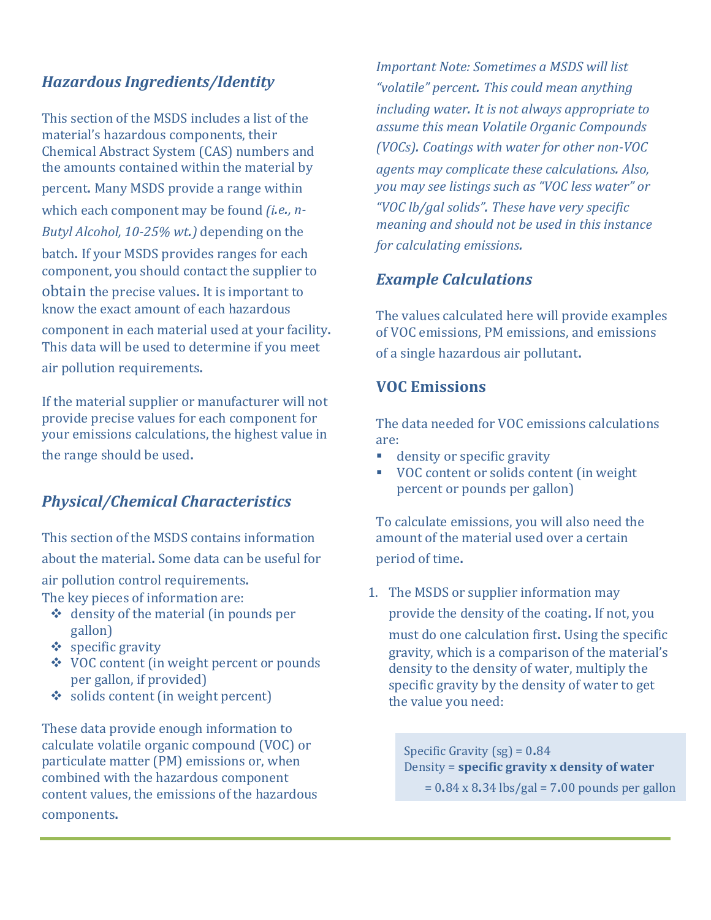## *Hazardous Ingredients/Identity*

This section of the MSDS includes a list of the material's hazardous components, their Chemical Abstract System (CAS) numbers and the amounts contained within the material by percent. Many MSDS provide a range within which each component may be found *(i.e., n-Butyl Alcohol, 10-25% wt.)* depending on the batch. If your MSDS provides ranges for each component, you should contact the supplier to obtain the precise values. It is important to know the exact amount of each hazardous component in each material used at your facility. This data will be used to determine if you meet air pollution requirements.

If the material supplier or manufacturer will not provide precise values for each component for your emissions calculations, the highest value in the range should be used.

## *Physical/Chemical Characteristics*

This section of the MSDS contains information about the material. Some data can be useful for air pollution control requirements.
The key pieces of information are:

- density of the material (in pounds per gallon)
- specific gravity
- VOC content (in weight percent or pounds per gallon, if provided)
- solids content (in weight percent)

These data provide enough information to calculate volatile organic compound (VOC) or particulate matter (PM) emissions or, when combined with the hazardous component content values, the emissions of the hazardous components.

*Important Note: Sometimes a MSDS will list "volatile" percent. This could mean anything including water. It is not always appropriate to assume this mean Volatile Organic Compounds (VOCs). Coatings with water for other non-VOC agents may complicate these calculations. Also, you may see listings such as "VOC less water" or "VOC lb/gal solids". These have very specific meaning and should not be used in this instance for calculating emissions.*

## *Example Calculations*

The values calculated here will provide examples of VOC emissions, PM emissions, and emissions of a single hazardous air pollutant.

### VOC Emissions

The data needed for VOC emissions calculations are:

- density or specific gravity
- VOC content or solids content (in weight percent or pounds per gallon)

To calculate emissions, you will also need the amount of the material used over a certain period of time.

1. The MSDS or supplier information may provide the density of the coating. If not, you must do one calculation first. Using the specific gravity, which is a comparison of the material's density to the density of water, multiply the specific gravity by the density of water to get the value you need:

> Specific Gravity (sg) = 0.84
> Density = **specific gravity x density of water**
> = 0.84 x 8.34 lbs/gal = 7.00 pounds per gallon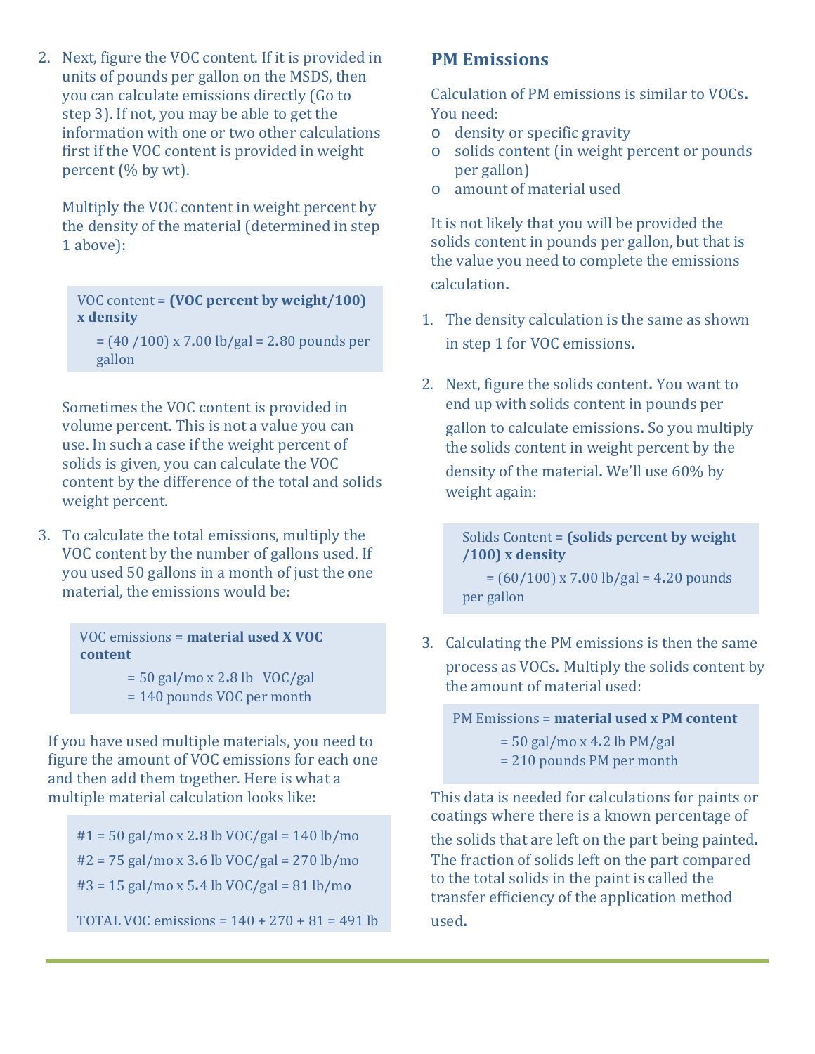2. Next, figure the VOC content. If it is provided in units of pounds per gallon on the MSDS, then you can calculate emissions directly (Go to step 3). If not, you may be able to get the information with one or two other calculations first if the VOC content is provided in weight percent (% by wt).

   Multiply the VOC content in weight percent by the density of the material (determined in step 1 above):

   > VOC content = **(VOC percent by weight/100) x density**
   >
   > = (40 /100) x 7.00 lb/gal = 2.80 pounds per gallon

   Sometimes the VOC content is provided in volume percent. This is not a value you can use. In such a case if the weight percent of solids is given, you can calculate the VOC content by the difference of the total and solids weight percent.

3. To calculate the total emissions, multiply the VOC content by the number of gallons used. If you used 50 gallons in a month of just the one material, the emissions would be:

   > VOC emissions = **material used X VOC content**
   >
   > = 50 gal/mo x 2.8 lb VOC/gal
   >
   > = 140 pounds VOC per month

If you have used multiple materials, you need to figure the amount of VOC emissions for each one and then add them together. Here is what a multiple material calculation looks like:

> #1 = 50 gal/mo x 2.8 lb VOC/gal = 140 lb/mo
>
> #2 = 75 gal/mo x 3.6 lb VOC/gal = 270 lb/mo
>
> #3 = 15 gal/mo x 5.4 lb VOC/gal = 81 lb/mo
>
> TOTAL VOC emissions = 140 + 270 + 81 = 491 lb

## PM Emissions

Calculation of PM emissions is similar to VOCs. You need:

- density or specific gravity
- solids content (in weight percent or pounds per gallon)
- amount of material used

It is not likely that you will be provided the solids content in pounds per gallon, but that is the value you need to complete the emissions calculation.

1. The density calculation is the same as shown in step 1 for VOC emissions.

2. Next, figure the solids content. You want to end up with solids content in pounds per gallon to calculate emissions. So you multiply the solids content in weight percent by the density of the material. We'll use 60% by weight again:

   > Solids Content = **(solids percent by weight /100) x density**
   >
   > = (60/100) x 7.00 lb/gal = 4.20 pounds per gallon

3. Calculating the PM emissions is then the same process as VOCs. Multiply the solids content by the amount of material used:

   > PM Emissions = **material used x PM content**
   >
   > = 50 gal/mo x 4.2 lb PM/gal
   >
   > = 210 pounds PM per month

This data is needed for calculations for paints or coatings where there is a known percentage of the solids that are left on the part being painted. The fraction of solids left on the part compared to the total solids in the paint is called the transfer efficiency of the application method used.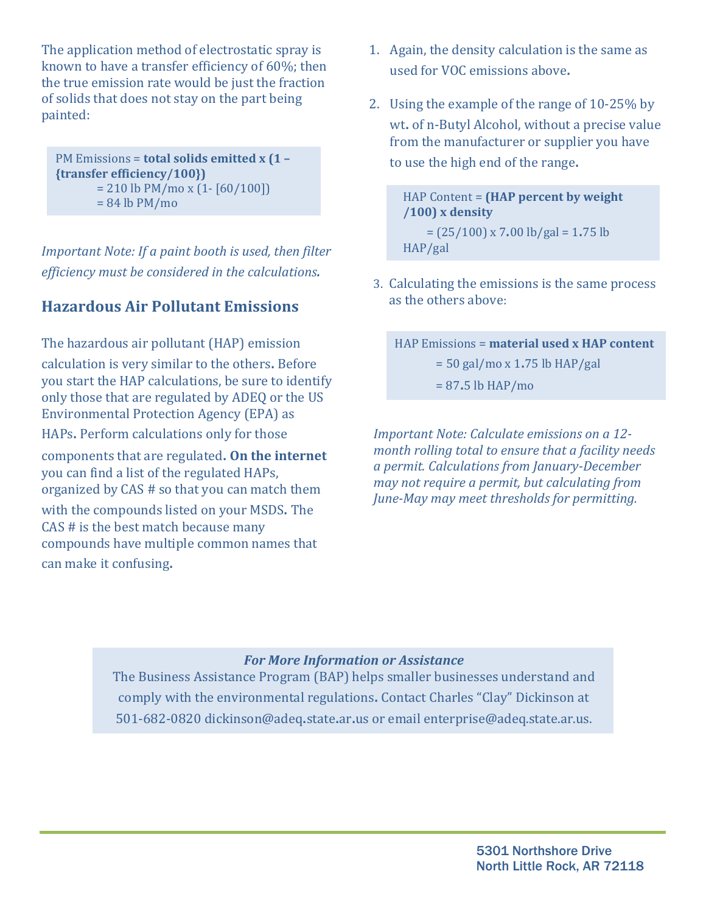The application method of electrostatic spray is known to have a transfer efficiency of 60%; then the true emission rate would be just the fraction of solids that does not stay on the part being painted:

> PM Emissions = **total solids emitted x (1 – {transfer efficiency/100})**
> = 210 lb PM/mo x (1- [60/100])
> = 84 lb PM/mo

*Important Note: If a paint booth is used, then filter efficiency must be considered in the calculations.*

## Hazardous Air Pollutant Emissions

The hazardous air pollutant (HAP) emission calculation is very similar to the others. Before you start the HAP calculations, be sure to identify only those that are regulated by ADEQ or the US Environmental Protection Agency (EPA) as HAPs. Perform calculations only for those components that are regulated. **On the internet** you can find a list of the regulated HAPs, organized by CAS # so that you can match them with the compounds listed on your MSDS. The CAS # is the best match because many compounds have multiple common names that can make it confusing.

1. Again, the density calculation is the same as used for VOC emissions above.
2. Using the example of the range of 10-25% by wt. of n-Butyl Alcohol, without a precise value from the manufacturer or supplier you have to use the high end of the range.

> HAP Content = **(HAP percent by weight /100) x density**
> = (25/100) x 7.00 lb/gal = 1.75 lb HAP/gal

3. Calculating the emissions is the same process as the others above:

> HAP Emissions = **material used x HAP content**
> = 50 gal/mo x 1.75 lb HAP/gal
> = 87.5 lb HAP/mo

*Important Note: Calculate emissions on a 12-month rolling total to ensure that a facility needs a permit. Calculations from January-December may not require a permit, but calculating from June-May may meet thresholds for permitting.*

> ***For More Information or Assistance***
> The Business Assistance Program (BAP) helps smaller businesses understand and comply with the environmental regulations. Contact Charles "Clay" Dickinson at 501-682-0820 dickinson@adeq.state.ar.us or email enterprise@adeq.state.ar.us.

5301 Northshore Drive
North Little Rock, AR 72118